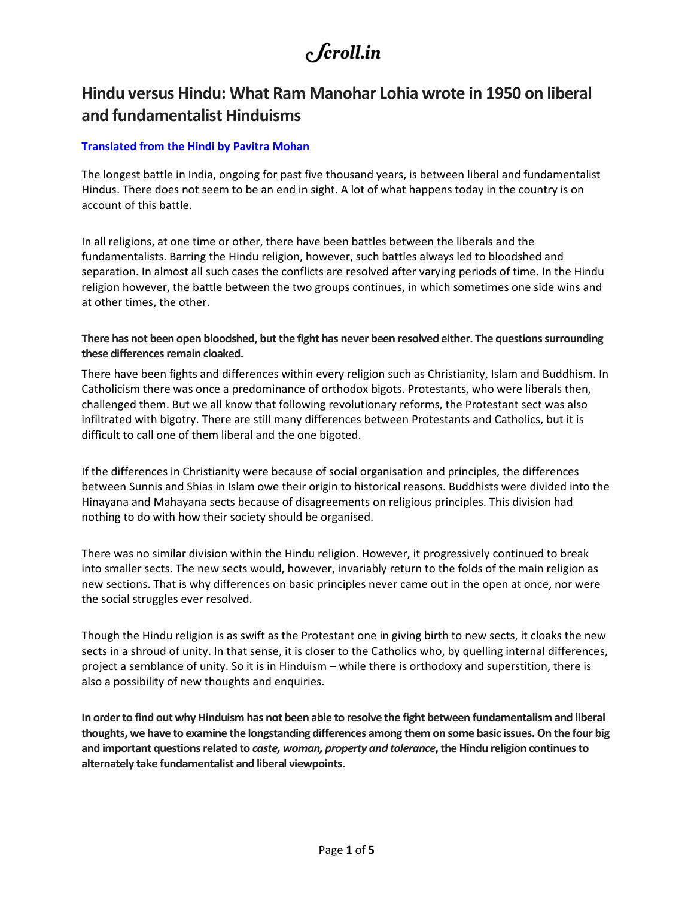# Hindu versus Hindu: What Ram Manohar Lohia wrote in 1950 on liberal and fundamentalist Hinduisms

**Translated from the Hindi by Pavitra Mohan**

The longest battle in India, ongoing for past five thousand years, is between liberal and fundamentalist Hindus. There does not seem to be an end in sight. A lot of what happens today in the country is on account of this battle.

In all religions, at one time or other, there have been battles between the liberals and the fundamentalists. Barring the Hindu religion, however, such battles always led to bloodshed and separation. In almost all such cases the conflicts are resolved after varying periods of time. In the Hindu religion however, the battle between the two groups continues, in which sometimes one side wins and at other times, the other.

**There has not been open bloodshed, but the fight has never been resolved either. The questions surrounding these differences remain cloaked.**

There have been fights and differences within every religion such as Christianity, Islam and Buddhism. In Catholicism there was once a predominance of orthodox bigots. Protestants, who were liberals then, challenged them. But we all know that following revolutionary reforms, the Protestant sect was also infiltrated with bigotry. There are still many differences between Protestants and Catholics, but it is difficult to call one of them liberal and the one bigoted.

If the differences in Christianity were because of social organisation and principles, the differences between Sunnis and Shias in Islam owe their origin to historical reasons. Buddhists were divided into the Hinayana and Mahayana sects because of disagreements on religious principles. This division had nothing to do with how their society should be organised.

There was no similar division within the Hindu religion. However, it progressively continued to break into smaller sects. The new sects would, however, invariably return to the folds of the main religion as new sections. That is why differences on basic principles never came out in the open at once, nor were the social struggles ever resolved.

Though the Hindu religion is as swift as the Protestant one in giving birth to new sects, it cloaks the new sects in a shroud of unity. In that sense, it is closer to the Catholics who, by quelling internal differences, project a semblance of unity. So it is in Hinduism – while there is orthodoxy and superstition, there is also a possibility of new thoughts and enquiries.

**In order to find out why Hinduism has not been able to resolve the fight between fundamentalism and liberal thoughts, we have to examine the longstanding differences among them on some basic issues. On the four big and important questions related to *caste, woman, property and tolerance*, the Hindu religion continues to alternately take fundamentalist and liberal viewpoints.**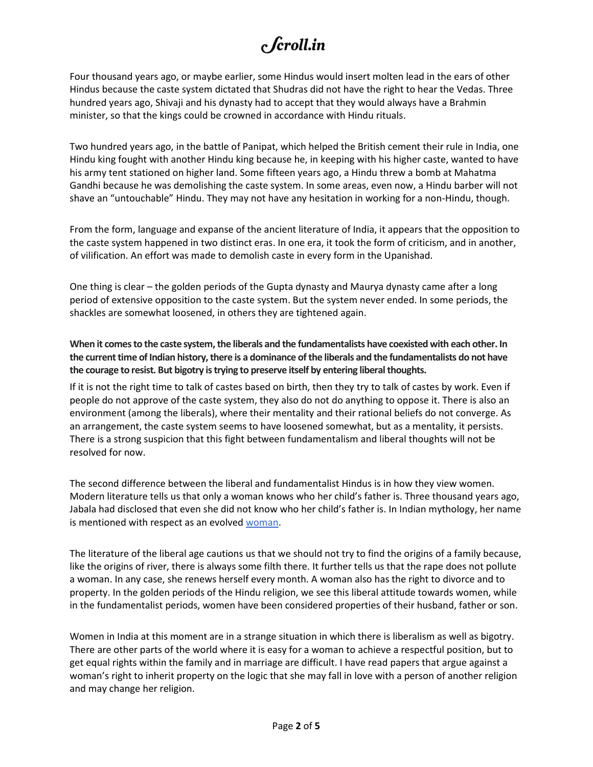Four thousand years ago, or maybe earlier, some Hindus would insert molten lead in the ears of other Hindus because the caste system dictated that Shudras did not have the right to hear the Vedas. Three hundred years ago, Shivaji and his dynasty had to accept that they would always have a Brahmin minister, so that the kings could be crowned in accordance with Hindu rituals.

Two hundred years ago, in the battle of Panipat, which helped the British cement their rule in India, one Hindu king fought with another Hindu king because he, in keeping with his higher caste, wanted to have his army tent stationed on higher land. Some fifteen years ago, a Hindu threw a bomb at Mahatma Gandhi because he was demolishing the caste system. In some areas, even now, a Hindu barber will not shave an "untouchable" Hindu. They may not have any hesitation in working for a non-Hindu, though.

From the form, language and expanse of the ancient literature of India, it appears that the opposition to the caste system happened in two distinct eras. In one era, it took the form of criticism, and in another, of vilification. An effort was made to demolish caste in every form in the Upanishad.

One thing is clear – the golden periods of the Gupta dynasty and Maurya dynasty came after a long period of extensive opposition to the caste system. But the system never ended. In some periods, the shackles are somewhat loosened, in others they are tightened again.

**When it comes to the caste system, the liberals and the fundamentalists have coexisted with each other. In the current time of Indian history, there is a dominance of the liberals and the fundamentalists do not have the courage to resist. But bigotry is trying to preserve itself by entering liberal thoughts.**

If it is not the right time to talk of castes based on birth, then they try to talk of castes by work. Even if people do not approve of the caste system, they also do not do anything to oppose it. There is also an environment (among the liberals), where their mentality and their rational beliefs do not converge. As an arrangement, the caste system seems to have loosened somewhat, but as a mentality, it persists. There is a strong suspicion that this fight between fundamentalism and liberal thoughts will not be resolved for now.

The second difference between the liberal and fundamentalist Hindus is in how they view women. Modern literature tells us that only a woman knows who her child's father is. Three thousand years ago, Jabala had disclosed that even she did not know who her child's father is. In Indian mythology, her name is mentioned with respect as an evolved woman.

The literature of the liberal age cautions us that we should not try to find the origins of a family because, like the origins of river, there is always some filth there. It further tells us that the rape does not pollute a woman. In any case, she renews herself every month. A woman also has the right to divorce and to property. In the golden periods of the Hindu religion, we see this liberal attitude towards women, while in the fundamentalist periods, women have been considered properties of their husband, father or son.

Women in India at this moment are in a strange situation in which there is liberalism as well as bigotry. There are other parts of the world where it is easy for a woman to achieve a respectful position, but to get equal rights within the family and in marriage are difficult. I have read papers that argue against a woman's right to inherit property on the logic that she may fall in love with a person of another religion and may change her religion.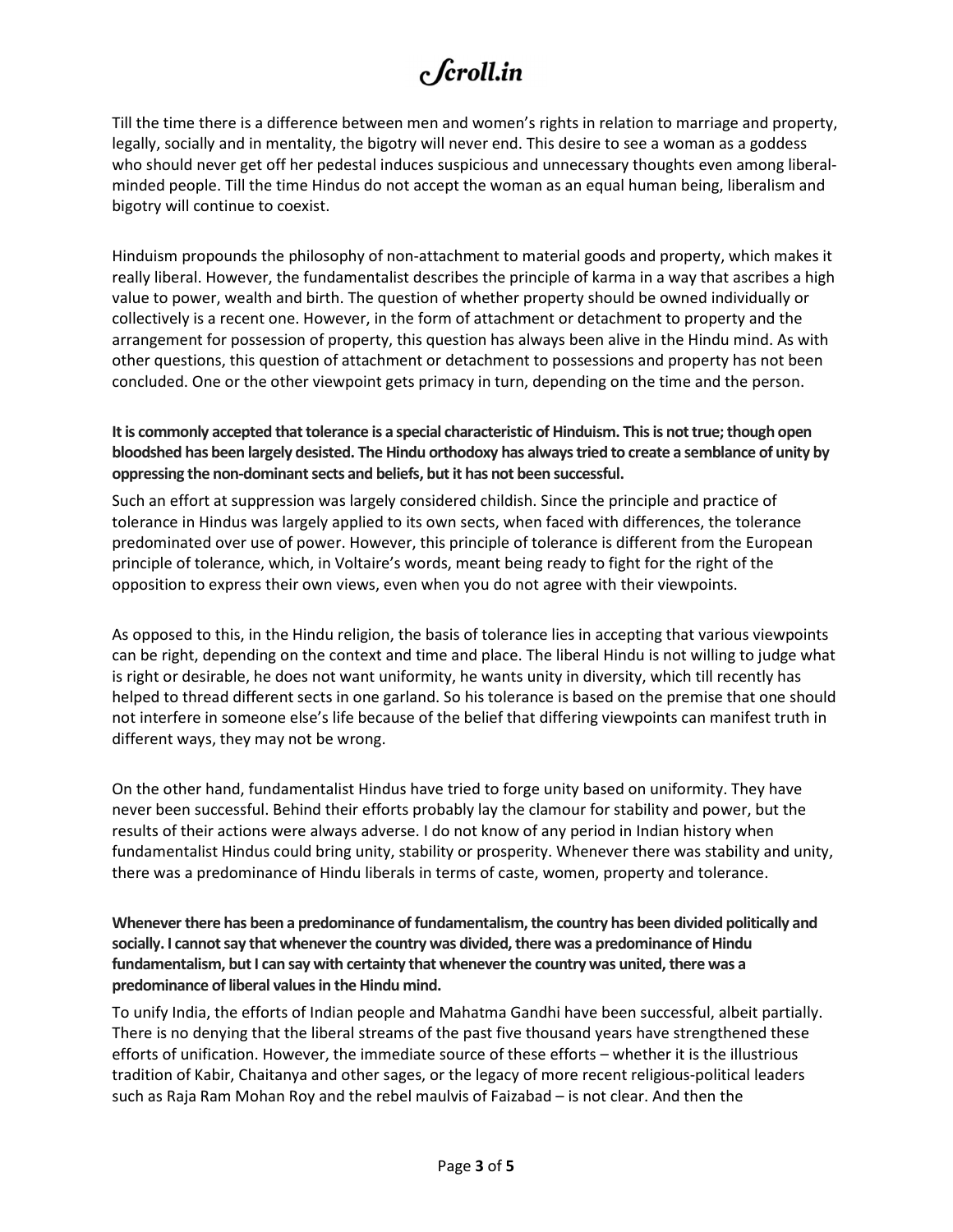Till the time there is a difference between men and women's rights in relation to marriage and property, legally, socially and in mentality, the bigotry will never end. This desire to see a woman as a goddess who should never get off her pedestal induces suspicious and unnecessary thoughts even among liberal-minded people. Till the time Hindus do not accept the woman as an equal human being, liberalism and bigotry will continue to coexist.

Hinduism propounds the philosophy of non-attachment to material goods and property, which makes it really liberal. However, the fundamentalist describes the principle of karma in a way that ascribes a high value to power, wealth and birth. The question of whether property should be owned individually or collectively is a recent one. However, in the form of attachment or detachment to property and the arrangement for possession of property, this question has always been alive in the Hindu mind. As with other questions, this question of attachment or detachment to possessions and property has not been concluded. One or the other viewpoint gets primacy in turn, depending on the time and the person.

**It is commonly accepted that tolerance is a special characteristic of Hinduism. This is not true; though open bloodshed has been largely desisted. The Hindu orthodoxy has always tried to create a semblance of unity by oppressing the non-dominant sects and beliefs, but it has not been successful.**

Such an effort at suppression was largely considered childish. Since the principle and practice of tolerance in Hindus was largely applied to its own sects, when faced with differences, the tolerance predominated over use of power. However, this principle of tolerance is different from the European principle of tolerance, which, in Voltaire's words, meant being ready to fight for the right of the opposition to express their own views, even when you do not agree with their viewpoints.

As opposed to this, in the Hindu religion, the basis of tolerance lies in accepting that various viewpoints can be right, depending on the context and time and place. The liberal Hindu is not willing to judge what is right or desirable, he does not want uniformity, he wants unity in diversity, which till recently has helped to thread different sects in one garland. So his tolerance is based on the premise that one should not interfere in someone else's life because of the belief that differing viewpoints can manifest truth in different ways, they may not be wrong.

On the other hand, fundamentalist Hindus have tried to forge unity based on uniformity. They have never been successful. Behind their efforts probably lay the clamour for stability and power, but the results of their actions were always adverse. I do not know of any period in Indian history when fundamentalist Hindus could bring unity, stability or prosperity. Whenever there was stability and unity, there was a predominance of Hindu liberals in terms of caste, women, property and tolerance.

**Whenever there has been a predominance of fundamentalism, the country has been divided politically and socially. I cannot say that whenever the country was divided, there was a predominance of Hindu fundamentalism, but I can say with certainty that whenever the country was united, there was a predominance of liberal values in the Hindu mind.**

To unify India, the efforts of Indian people and Mahatma Gandhi have been successful, albeit partially. There is no denying that the liberal streams of the past five thousand years have strengthened these efforts of unification. However, the immediate source of these efforts – whether it is the illustrious tradition of Kabir, Chaitanya and other sages, or the legacy of more recent religious-political leaders such as Raja Ram Mohan Roy and the rebel maulvis of Faizabad – is not clear. And then the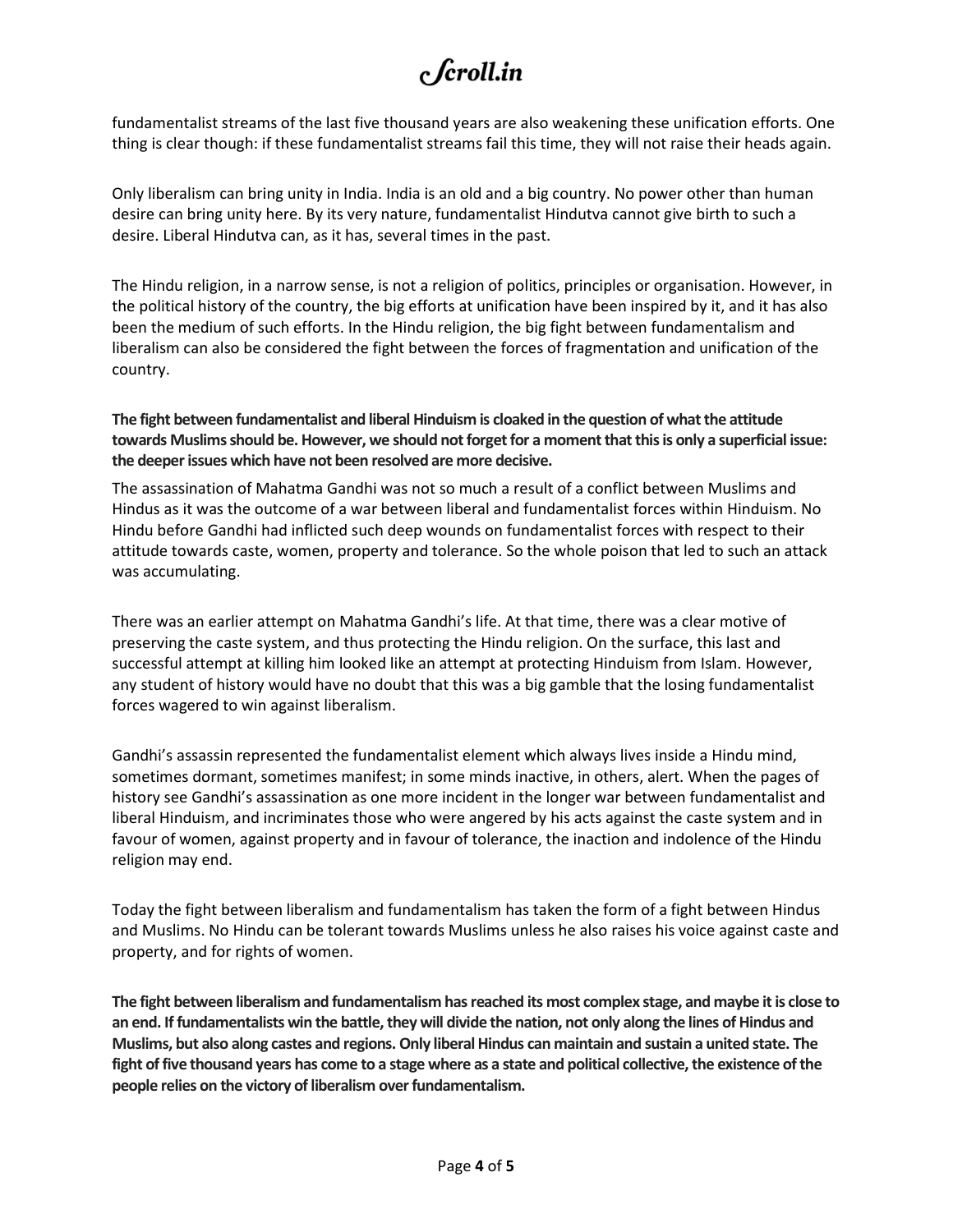fundamentalist streams of the last five thousand years are also weakening these unification efforts. One thing is clear though: if these fundamentalist streams fail this time, they will not raise their heads again.

Only liberalism can bring unity in India. India is an old and a big country. No power other than human desire can bring unity here. By its very nature, fundamentalist Hindutva cannot give birth to such a desire. Liberal Hindutva can, as it has, several times in the past.

The Hindu religion, in a narrow sense, is not a religion of politics, principles or organisation. However, in the political history of the country, the big efforts at unification have been inspired by it, and it has also been the medium of such efforts. In the Hindu religion, the big fight between fundamentalism and liberalism can also be considered the fight between the forces of fragmentation and unification of the country.

**The fight between fundamentalist and liberal Hinduism is cloaked in the question of what the attitude towards Muslims should be. However, we should not forget for a moment that this is only a superficial issue: the deeper issues which have not been resolved are more decisive.**

The assassination of Mahatma Gandhi was not so much a result of a conflict between Muslims and Hindus as it was the outcome of a war between liberal and fundamentalist forces within Hinduism. No Hindu before Gandhi had inflicted such deep wounds on fundamentalist forces with respect to their attitude towards caste, women, property and tolerance. So the whole poison that led to such an attack was accumulating.

There was an earlier attempt on Mahatma Gandhi's life. At that time, there was a clear motive of preserving the caste system, and thus protecting the Hindu religion. On the surface, this last and successful attempt at killing him looked like an attempt at protecting Hinduism from Islam. However, any student of history would have no doubt that this was a big gamble that the losing fundamentalist forces wagered to win against liberalism.

Gandhi's assassin represented the fundamentalist element which always lives inside a Hindu mind, sometimes dormant, sometimes manifest; in some minds inactive, in others, alert. When the pages of history see Gandhi's assassination as one more incident in the longer war between fundamentalist and liberal Hinduism, and incriminates those who were angered by his acts against the caste system and in favour of women, against property and in favour of tolerance, the inaction and indolence of the Hindu religion may end.

Today the fight between liberalism and fundamentalism has taken the form of a fight between Hindus and Muslims. No Hindu can be tolerant towards Muslims unless he also raises his voice against caste and property, and for rights of women.

**The fight between liberalism and fundamentalism has reached its most complex stage, and maybe it is close to an end. If fundamentalists win the battle, they will divide the nation, not only along the lines of Hindus and Muslims, but also along castes and regions. Only liberal Hindus can maintain and sustain a united state. The fight of five thousand years has come to a stage where as a state and political collective, the existence of the people relies on the victory of liberalism over fundamentalism.**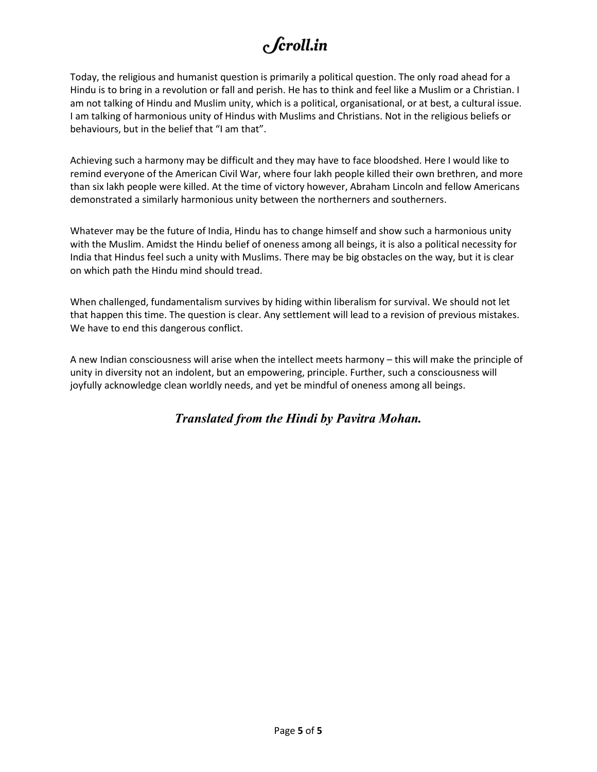Today, the religious and humanist question is primarily a political question. The only road ahead for a Hindu is to bring in a revolution or fall and perish. He has to think and feel like a Muslim or a Christian. I am not talking of Hindu and Muslim unity, which is a political, organisational, or at best, a cultural issue. I am talking of harmonious unity of Hindus with Muslims and Christians. Not in the religious beliefs or behaviours, but in the belief that "I am that".

Achieving such a harmony may be difficult and they may have to face bloodshed. Here I would like to remind everyone of the American Civil War, where four lakh people killed their own brethren, and more than six lakh people were killed. At the time of victory however, Abraham Lincoln and fellow Americans demonstrated a similarly harmonious unity between the northerners and southerners.

Whatever may be the future of India, Hindu has to change himself and show such a harmonious unity with the Muslim. Amidst the Hindu belief of oneness among all beings, it is also a political necessity for India that Hindus feel such a unity with Muslims. There may be big obstacles on the way, but it is clear on which path the Hindu mind should tread.

When challenged, fundamentalism survives by hiding within liberalism for survival. We should not let that happen this time. The question is clear. Any settlement will lead to a revision of previous mistakes. We have to end this dangerous conflict.

A new Indian consciousness will arise when the intellect meets harmony – this will make the principle of unity in diversity not an indolent, but an empowering, principle. Further, such a consciousness will joyfully acknowledge clean worldly needs, and yet be mindful of oneness among all beings.

***Translated from the Hindi by Pavitra Mohan.***